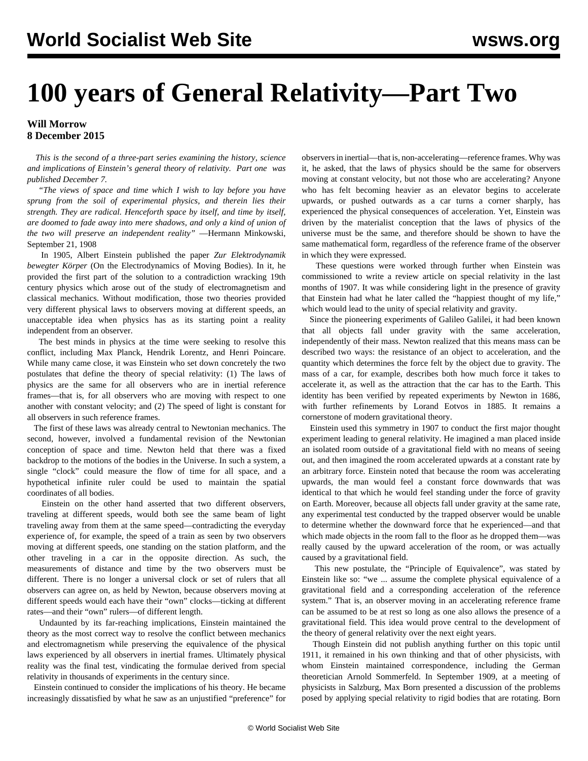# 100 years of General Relativity—Part Two

**Will Morrow**
**8 December 2015**

*This is the second of a three-part series examining the history, science and implications of Einstein's general theory of relativity. Part one was published December 7.*

*"The views of space and time which I wish to lay before you have sprung from the soil of experimental physics, and therein lies their strength. They are radical. Henceforth space by itself, and time by itself, are doomed to fade away into mere shadows, and only a kind of union of the two will preserve an independent reality"* —Hermann Minkowski, September 21, 1908

In 1905, Albert Einstein published the paper *Zur Elektrodynamik bewegter Körper* (On the Electrodynamics of Moving Bodies). In it, he provided the first part of the solution to a contradiction wracking 19th century physics which arose out of the study of electromagnetism and classical mechanics. Without modification, those two theories provided very different physical laws to observers moving at different speeds, an unacceptable idea when physics has as its starting point a reality independent from an observer.

The best minds in physics at the time were seeking to resolve this conflict, including Max Planck, Hendrik Lorentz, and Henri Poincare. While many came close, it was Einstein who set down concretely the two postulates that define the theory of special relativity: (1) The laws of physics are the same for all observers who are in inertial reference frames—that is, for all observers who are moving with respect to one another with constant velocity; and (2) The speed of light is constant for all observers in such reference frames.

The first of these laws was already central to Newtonian mechanics. The second, however, involved a fundamental revision of the Newtonian conception of space and time. Newton held that there was a fixed backdrop to the motions of the bodies in the Universe. In such a system, a single "clock" could measure the flow of time for all space, and a hypothetical infinite ruler could be used to maintain the spatial coordinates of all bodies.

Einstein on the other hand asserted that two different observers, traveling at different speeds, would both see the same beam of light traveling away from them at the same speed—contradicting the everyday experience of, for example, the speed of a train as seen by two observers moving at different speeds, one standing on the station platform, and the other traveling in a car in the opposite direction. As such, the measurements of distance and time by the two observers must be different. There is no longer a universal clock or set of rulers that all observers can agree on, as held by Newton, because observers moving at different speeds would each have their "own" clocks—ticking at different rates—and their "own" rulers—of different length.

Undaunted by its far-reaching implications, Einstein maintained the theory as the most correct way to resolve the conflict between mechanics and electromagnetism while preserving the equivalence of the physical laws experienced by all observers in inertial frames. Ultimately physical reality was the final test, vindicating the formulae derived from special relativity in thousands of experiments in the century since.

Einstein continued to consider the implications of his theory. He became increasingly dissatisfied by what he saw as an unjustified "preference" for observers in inertial—that is, non-accelerating—reference frames. Why was it, he asked, that the laws of physics should be the same for observers moving at constant velocity, but not those who are accelerating? Anyone who has felt becoming heavier as an elevator begins to accelerate upwards, or pushed outwards as a car turns a corner sharply, has experienced the physical consequences of acceleration. Yet, Einstein was driven by the materialist conception that the laws of physics of the universe must be the same, and therefore should be shown to have the same mathematical form, regardless of the reference frame of the observer in which they were expressed.

These questions were worked through further when Einstein was commissioned to write a review article on special relativity in the last months of 1907. It was while considering light in the presence of gravity that Einstein had what he later called the "happiest thought of my life," which would lead to the unity of special relativity and gravity.

Since the pioneering experiments of Galileo Galilei, it had been known that all objects fall under gravity with the same acceleration, independently of their mass. Newton realized that this means mass can be described two ways: the resistance of an object to acceleration, and the quantity which determines the force felt by the object due to gravity. The mass of a car, for example, describes both how much force it takes to accelerate it, as well as the attraction that the car has to the Earth. This identity has been verified by repeated experiments by Newton in 1686, with further refinements by Lorand Eotvos in 1885. It remains a cornerstone of modern gravitational theory.

Einstein used this symmetry in 1907 to conduct the first major thought experiment leading to general relativity. He imagined a man placed inside an isolated room outside of a gravitational field with no means of seeing out, and then imagined the room accelerated upwards at a constant rate by an arbitrary force. Einstein noted that because the room was accelerating upwards, the man would feel a constant force downwards that was identical to that which he would feel standing under the force of gravity on Earth. Moreover, because all objects fall under gravity at the same rate, any experimental test conducted by the trapped observer would be unable to determine whether the downward force that he experienced—and that which made objects in the room fall to the floor as he dropped them—was really caused by the upward acceleration of the room, or was actually caused by a gravitational field.

This new postulate, the "Principle of Equivalence", was stated by Einstein like so: "we ... assume the complete physical equivalence of a gravitational field and a corresponding acceleration of the reference system." That is, an observer moving in an accelerating reference frame can be assumed to be at rest so long as one also allows the presence of a gravitational field. This idea would prove central to the development of the theory of general relativity over the next eight years.

Though Einstein did not publish anything further on this topic until 1911, it remained in his own thinking and that of other physicists, with whom Einstein maintained correspondence, including the German theoretician Arnold Sommerfeld. In September 1909, at a meeting of physicists in Salzburg, Max Born presented a discussion of the problems posed by applying special relativity to rigid bodies that are rotating. Born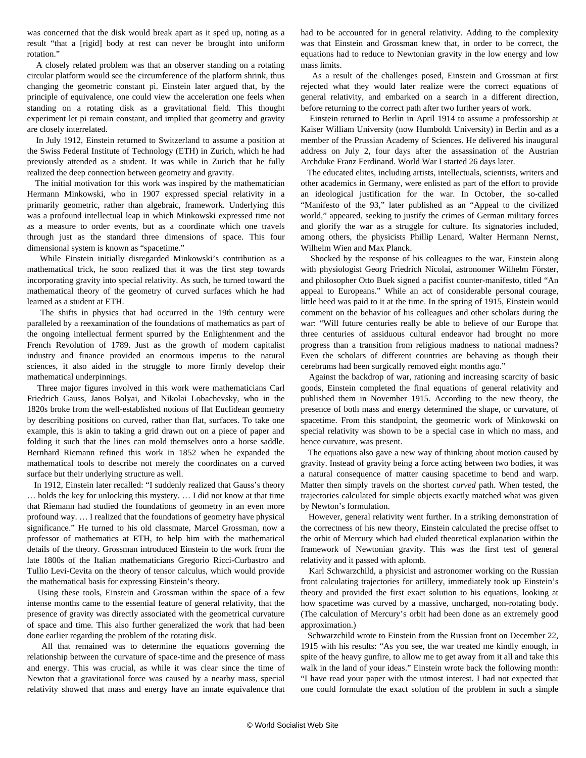was concerned that the disk would break apart as it sped up, noting as a result "that a [rigid] body at rest can never be brought into uniform rotation."

A closely related problem was that an observer standing on a rotating circular platform would see the circumference of the platform shrink, thus changing the geometric constant pi. Einstein later argued that, by the principle of equivalence, one could view the acceleration one feels when standing on a rotating disk as a gravitational field. This thought experiment let pi remain constant, and implied that geometry and gravity are closely interrelated.

In July 1912, Einstein returned to Switzerland to assume a position at the Swiss Federal Institute of Technology (ETH) in Zurich, which he had previously attended as a student. It was while in Zurich that he fully realized the deep connection between geometry and gravity.

The initial motivation for this work was inspired by the mathematician Hermann Minkowski, who in 1907 expressed special relativity in a primarily geometric, rather than algebraic, framework. Underlying this was a profound intellectual leap in which Minkowski expressed time not as a measure to order events, but as a coordinate which one travels through just as the standard three dimensions of space. This four dimensional system is known as "spacetime."

While Einstein initially disregarded Minkowski's contribution as a mathematical trick, he soon realized that it was the first step towards incorporating gravity into special relativity. As such, he turned toward the mathematical theory of the geometry of curved surfaces which he had learned as a student at ETH.

The shifts in physics that had occurred in the 19th century were paralleled by a reexamination of the foundations of mathematics as part of the ongoing intellectual ferment spurred by the Enlightenment and the French Revolution of 1789. Just as the growth of modern capitalist industry and finance provided an enormous impetus to the natural sciences, it also aided in the struggle to more firmly develop their mathematical underpinnings.

Three major figures involved in this work were mathematicians Carl Friedrich Gauss, Janos Bolyai, and Nikolai Lobachevsky, who in the 1820s broke from the well-established notions of flat Euclidean geometry by describing positions on curved, rather than flat, surfaces. To take one example, this is akin to taking a grid drawn out on a piece of paper and folding it such that the lines can mold themselves onto a horse saddle. Bernhard Riemann refined this work in 1852 when he expanded the mathematical tools to describe not merely the coordinates on a curved surface but their underlying structure as well.

In 1912, Einstein later recalled: "I suddenly realized that Gauss's theory … holds the key for unlocking this mystery. … I did not know at that time that Riemann had studied the foundations of geometry in an even more profound way. … I realized that the foundations of geometry have physical significance." He turned to his old classmate, Marcel Grossman, now a professor of mathematics at ETH, to help him with the mathematical details of the theory. Grossman introduced Einstein to the work from the late 1800s of the Italian mathematicians Gregorio Ricci-Curbastro and Tullio Levi-Cevita on the theory of tensor calculus, which would provide the mathematical basis for expressing Einstein's theory.

Using these tools, Einstein and Grossman within the space of a few intense months came to the essential feature of general relativity, that the presence of gravity was directly associated with the geometrical curvature of space and time. This also further generalized the work that had been done earlier regarding the problem of the rotating disk.

All that remained was to determine the equations governing the relationship between the curvature of space-time and the presence of mass and energy. This was crucial, as while it was clear since the time of Newton that a gravitational force was caused by a nearby mass, special relativity showed that mass and energy have an innate equivalence that had to be accounted for in general relativity. Adding to the complexity was that Einstein and Grossman knew that, in order to be correct, the equations had to reduce to Newtonian gravity in the low energy and low mass limits.

As a result of the challenges posed, Einstein and Grossman at first rejected what they would later realize were the correct equations of general relativity, and embarked on a search in a different direction, before returning to the correct path after two further years of work.

Einstein returned to Berlin in April 1914 to assume a professorship at Kaiser William University (now Humboldt University) in Berlin and as a member of the Prussian Academy of Sciences. He delivered his inaugural address on July 2, four days after the assassination of the Austrian Archduke Franz Ferdinand. World War I started 26 days later.

The educated elites, including artists, intellectuals, scientists, writers and other academics in Germany, were enlisted as part of the effort to provide an ideological justification for the war. In October, the so-called "Manifesto of the 93," later published as an "Appeal to the civilized world," appeared, seeking to justify the crimes of German military forces and glorify the war as a struggle for culture. Its signatories included, among others, the physicists Phillip Lenard, Walter Hermann Nernst, Wilhelm Wien and Max Planck.

Shocked by the response of his colleagues to the war, Einstein along with physiologist Georg Friedrich Nicolai, astronomer Wilhelm Förster, and philosopher Otto Buek signed a pacifist counter-manifesto, titled "An appeal to Europeans." While an act of considerable personal courage, little heed was paid to it at the time. In the spring of 1915, Einstein would comment on the behavior of his colleagues and other scholars during the war: "Will future centuries really be able to believe of our Europe that three centuries of assiduous cultural endeavor had brought no more progress than a transition from religious madness to national madness? Even the scholars of different countries are behaving as though their cerebrums had been surgically removed eight months ago."

Against the backdrop of war, rationing and increasing scarcity of basic goods, Einstein completed the final equations of general relativity and published them in November 1915. According to the new theory, the presence of both mass and energy determined the shape, or curvature, of spacetime. From this standpoint, the geometric work of Minkowski on special relativity was shown to be a special case in which no mass, and hence curvature, was present.

The equations also gave a new way of thinking about motion caused by gravity. Instead of gravity being a force acting between two bodies, it was a natural consequence of matter causing spacetime to bend and warp. Matter then simply travels on the shortest *curved* path. When tested, the trajectories calculated for simple objects exactly matched what was given by Newton's formulation.

However, general relativity went further. In a striking demonstration of the correctness of his new theory, Einstein calculated the precise offset to the orbit of Mercury which had eluded theoretical explanation within the framework of Newtonian gravity. This was the first test of general relativity and it passed with aplomb.

Karl Schwarzchild, a physicist and astronomer working on the Russian front calculating trajectories for artillery, immediately took up Einstein's theory and provided the first exact solution to his equations, looking at how spacetime was curved by a massive, uncharged, non-rotating body. (The calculation of Mercury's orbit had been done as an extremely good approximation.)

Schwarzchild wrote to Einstein from the Russian front on December 22, 1915 with his results: "As you see, the war treated me kindly enough, in spite of the heavy gunfire, to allow me to get away from it all and take this walk in the land of your ideas." Einstein wrote back the following month: "I have read your paper with the utmost interest. I had not expected that one could formulate the exact solution of the problem in such a simple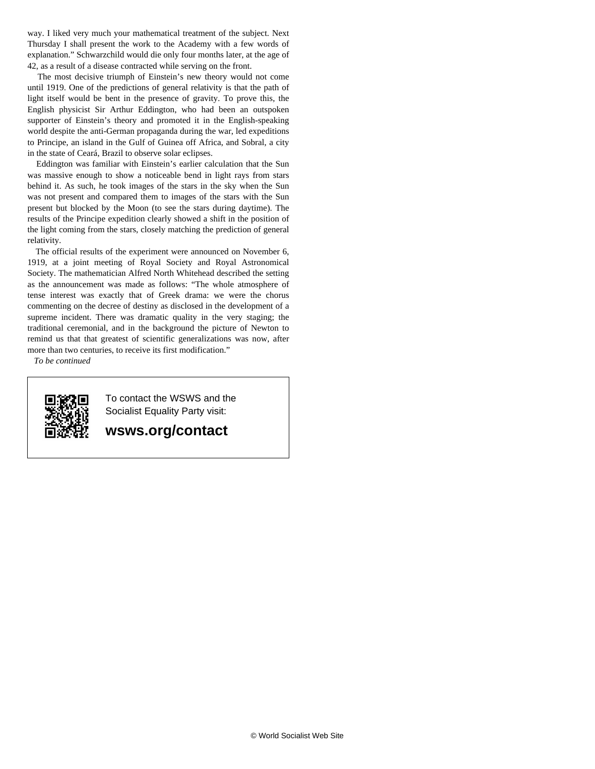way. I liked very much your mathematical treatment of the subject. Next Thursday I shall present the work to the Academy with a few words of explanation." Schwarzchild would die only four months later, at the age of 42, as a result of a disease contracted while serving on the front.

The most decisive triumph of Einstein's new theory would not come until 1919. One of the predictions of general relativity is that the path of light itself would be bent in the presence of gravity. To prove this, the English physicist Sir Arthur Eddington, who had been an outspoken supporter of Einstein's theory and promoted it in the English-speaking world despite the anti-German propaganda during the war, led expeditions to Principe, an island in the Gulf of Guinea off Africa, and Sobral, a city in the state of Ceará, Brazil to observe solar eclipses.

Eddington was familiar with Einstein's earlier calculation that the Sun was massive enough to show a noticeable bend in light rays from stars behind it. As such, he took images of the stars in the sky when the Sun was not present and compared them to images of the stars with the Sun present but blocked by the Moon (to see the stars during daytime). The results of the Principe expedition clearly showed a shift in the position of the light coming from the stars, closely matching the prediction of general relativity.

The official results of the experiment were announced on November 6, 1919, at a joint meeting of Royal Society and Royal Astronomical Society. The mathematician Alfred North Whitehead described the setting as the announcement was made as follows: "The whole atmosphere of tense interest was exactly that of Greek drama: we were the chorus commenting on the decree of destiny as disclosed in the development of a supreme incident. There was dramatic quality in the very staging; the traditional ceremonial, and in the background the picture of Newton to remind us that that greatest of scientific generalizations was now, after more than two centuries, to receive its first modification."

*To be continued*

To contact the WSWS and the Socialist Equality Party visit:

**wsws.org/contact**